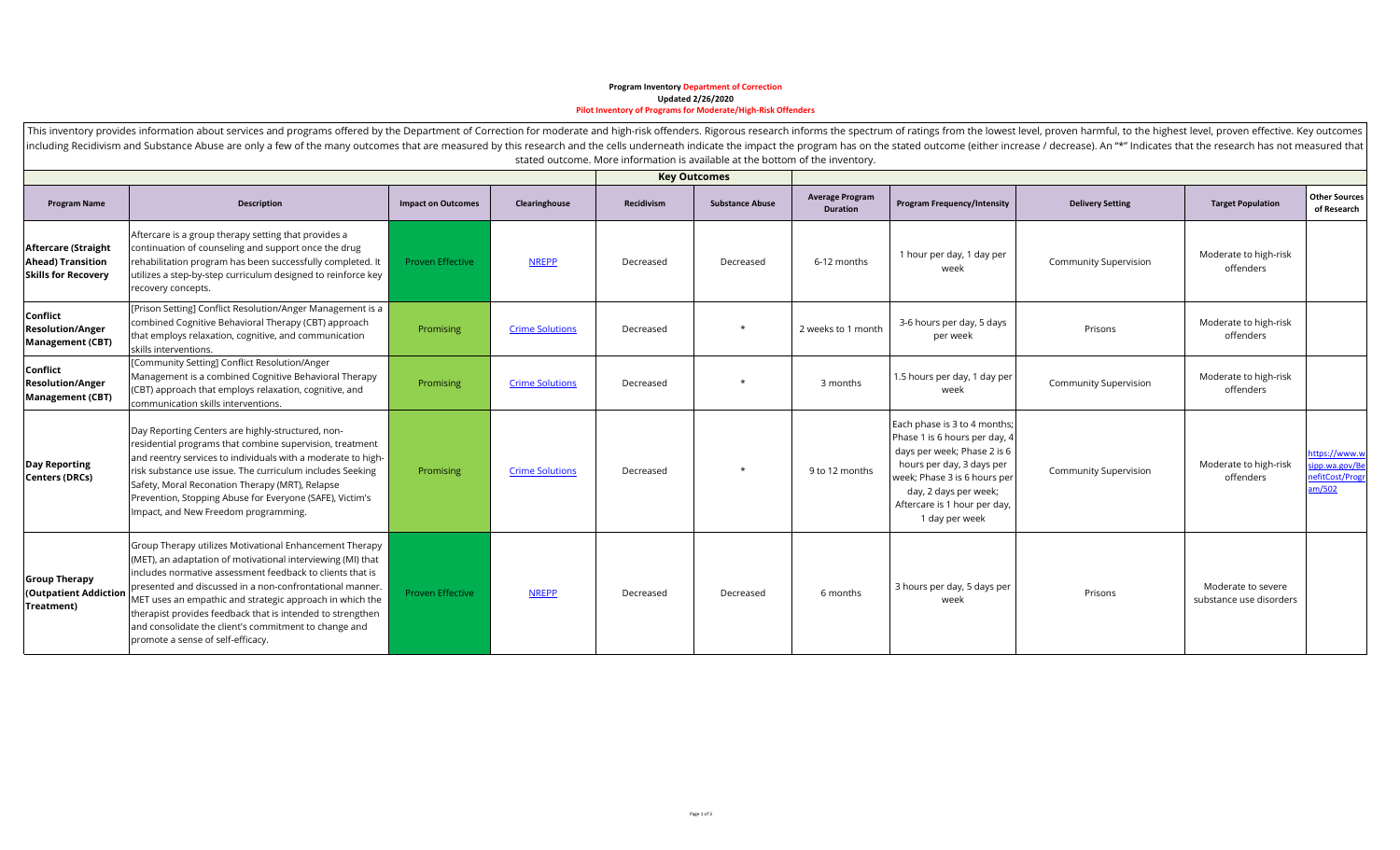**Program Inventory Department of Correction**
**Updated 2/26/2020**
**Pilot Inventory of Programs for Moderate/High-Risk Offenders**

This inventory provides information about services and programs offered by the Department of Correction for moderate and high-risk offenders. Rigorous research informs the spectrum of ratings from the lowest level, proven harmful, to the highest level, proven effective. Key outcomes including Recidivism and Substance Abuse are only a few of the many outcomes that are measured by this research and the cells underneath indicate the impact the program has on the stated outcome (either increase / decrease). An "*" Indicates that the research has not measured that stated outcome. More information is available at the bottom of the inventory.

| | | | | Key Outcomes | | | | | | |
|---|---|---|---|---|---|---|---|---|---|---|
| **Program Name** | **Description** | **Impact on Outcomes** | **Clearinghouse** | **Recidivism** | **Substance Abuse** | **Average Program Duration** | **Program Frequency/Intensity** | **Delivery Setting** | **Target Population** | **Other Sources of Research** |
| **Aftercare (Straight Ahead) Transition Skills for Recovery** | Aftercare is a group therapy setting that provides a continuation of counseling and support once the drug rehabilitation program has been successfully completed. It utilizes a step-by-step curriculum designed to reinforce key recovery concepts. | Proven Effective | NREPP | Decreased | Decreased | 6-12 months | 1 hour per day, 1 day per week | Community Supervision | Moderate to high-risk offenders | |
| **Conflict Resolution/Anger Management (CBT)** | [Prison Setting] Conflict Resolution/Anger Management is a combined Cognitive Behavioral Therapy (CBT) approach that employs relaxation, cognitive, and communication skills interventions. | Promising | Crime Solutions | Decreased | * | 2 weeks to 1 month | 3-6 hours per day, 5 days per week | Prisons | Moderate to high-risk offenders | |
| **Conflict Resolution/Anger Management (CBT)** | [Community Setting] Conflict Resolution/Anger Management is a combined Cognitive Behavioral Therapy (CBT) approach that employs relaxation, cognitive, and communication skills interventions. | Promising | Crime Solutions | Decreased | * | 3 months | 1.5 hours per day, 1 day per week | Community Supervision | Moderate to high-risk offenders | |
| **Day Reporting Centers (DRCs)** | Day Reporting Centers are highly-structured, non-residential programs that combine supervision, treatment and reentry services to individuals with a moderate to high-risk substance use issue. The curriculum includes Seeking Safety, Moral Reconation Therapy (MRT), Relapse Prevention, Stopping Abuse for Everyone (SAFE), Victim's Impact, and New Freedom programming. | Promising | Crime Solutions | Decreased | * | 9 to 12 months | Each phase is 3 to 4 months; Phase 1 is 6 hours per day, 4 days per week; Phase 2 is 6 hours per day, 3 days per week; Phase 3 is 6 hours per day, 2 days per week; Aftercare is 1 hour per day, 1 day per week | Community Supervision | Moderate to high-risk offenders | https://www.wsipp.wa.gov/BenefitCost/Program/502 |
| **Group Therapy (Outpatient Addiction Treatment)** | Group Therapy utilizes Motivational Enhancement Therapy (MET), an adaptation of motivational interviewing (MI) that includes normative assessment feedback to clients that is presented and discussed in a non-confrontational manner. MET uses an empathic and strategic approach in which the therapist provides feedback that is intended to strengthen and consolidate the client's commitment to change and promote a sense of self-efficacy. | Proven Effective | NREPP | Decreased | Decreased | 6 months | 3 hours per day, 5 days per week | Prisons | Moderate to severe substance use disorders | |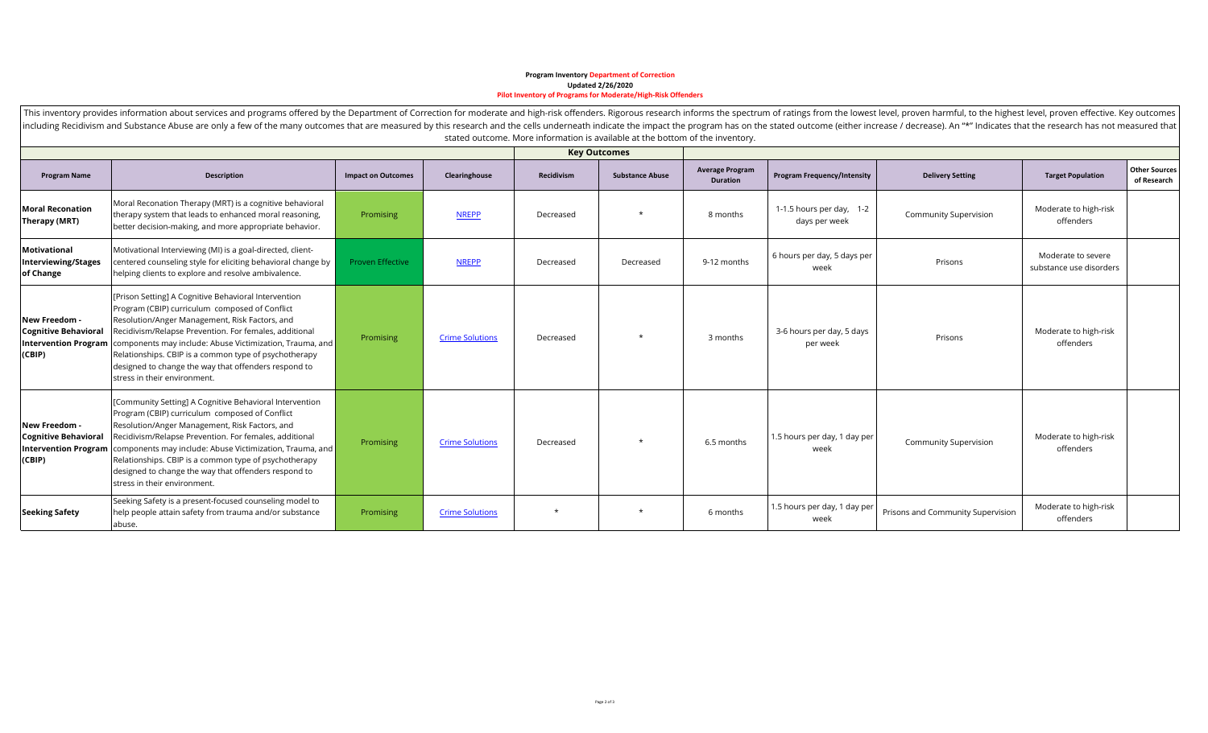**Program Inventory Department of Correction**
**Updated 2/26/2020**
**Pilot Inventory of Programs for Moderate/High-Risk Offenders**

This inventory provides information about services and programs offered by the Department of Correction for moderate and high-risk offenders. Rigorous research informs the spectrum of ratings from the lowest level, proven harmful, to the highest level, proven effective. Key outcomes including Recidivism and Substance Abuse are only a few of the many outcomes that are measured by this research and the cells underneath indicate the impact the program has on the stated outcome (either increase / decrease). An "*" Indicates that the research has not measured that stated outcome. More information is available at the bottom of the inventory.

| | | | | Key Outcomes | | | | | | |
|---|---|---|---|---|---|---|---|---|---|---|
| **Program Name** | **Description** | **Impact on Outcomes** | **Clearinghouse** | **Recidivism** | **Substance Abuse** | **Average Program Duration** | **Program Frequency/Intensity** | **Delivery Setting** | **Target Population** | **Other Sources of Research** |
| **Moral Reconation Therapy (MRT)** | Moral Reconation Therapy (MRT) is a cognitive behavioral therapy system that leads to enhanced moral reasoning, better decision-making, and more appropriate behavior. | Promising | NREPP | Decreased | * | 8 months | 1-1.5 hours per day, 1-2 days per week | Community Supervision | Moderate to high-risk offenders | |
| **Motivational Interviewing/Stages of Change** | Motivational Interviewing (MI) is a goal-directed, client-centered counseling style for eliciting behavioral change by helping clients to explore and resolve ambivalence. | Proven Effective | NREPP | Decreased | Decreased | 9-12 months | 6 hours per day, 5 days per week | Prisons | Moderate to severe substance use disorders | |
| **New Freedom - Cognitive Behavioral Intervention Program (CBIP)** | [Prison Setting] A Cognitive Behavioral Intervention Program (CBIP) curriculum composed of Conflict Resolution/Anger Management, Risk Factors, and Recidivism/Relapse Prevention. For females, additional components may include: Abuse Victimization, Trauma, and Relationships. CBIP is a common type of psychotherapy designed to change the way that offenders respond to stress in their environment. | Promising | Crime Solutions | Decreased | * | 3 months | 3-6 hours per day, 5 days per week | Prisons | Moderate to high-risk offenders | |
| **New Freedom - Cognitive Behavioral Intervention Program (CBIP)** | [Community Setting] A Cognitive Behavioral Intervention Program (CBIP) curriculum composed of Conflict Resolution/Anger Management, Risk Factors, and Recidivism/Relapse Prevention. For females, additional components may include: Abuse Victimization, Trauma, and Relationships. CBIP is a common type of psychotherapy designed to change the way that offenders respond to stress in their environment. | Promising | Crime Solutions | Decreased | * | 6.5 months | 1.5 hours per day, 1 day per week | Community Supervision | Moderate to high-risk offenders | |
| **Seeking Safety** | Seeking Safety is a present-focused counseling model to help people attain safety from trauma and/or substance abuse. | Promising | Crime Solutions | * | * | 6 months | 1.5 hours per day, 1 day per week | Prisons and Community Supervision | Moderate to high-risk offenders | |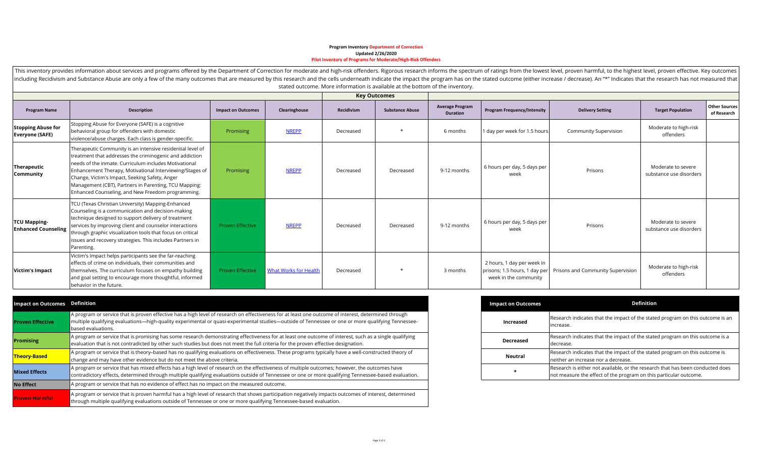**Program Inventory Department of Correction**
**Updated 2/26/2020**
**Pilot Inventory of Programs for Moderate/High-Risk Offenders**

This inventory provides information about services and programs offered by the Department of Correction for moderate and high-risk offenders. Rigorous research informs the spectrum of ratings from the lowest level, proven harmful, to the highest level, proven effective. Key outcomes including Recidivism and Substance Abuse are only a few of the many outcomes that are measured by this research and the cells underneath indicate the impact the program has on the stated outcome (either increase / decrease). An "*" Indicates that the research has not measured that stated outcome. More information is available at the bottom of the inventory.

| | | | | Key Outcomes | | | | | | |
|---|---|---|---|---|---|---|---|---|---|---|
| **Program Name** | **Description** | **Impact on Outcomes** | **Clearinghouse** | **Recidivism** | **Substance Abuse** | **Average Program Duration** | **Program Frequency/Intensity** | **Delivery Setting** | **Target Population** | **Other Sources of Research** |
| **Stopping Abuse for Everyone (SAFE)** | Stopping Abuse for Everyone (SAFE) is a cognitive behavioral group for offenders with domestic violence/abuse charges. Each class is gender-specific. | Promising | NREPP | Decreased | * | 6 months | 1 day per week for 1.5 hours | Community Supervision | Moderate to high-risk offenders | |
| **Therapeutic Community** | Therapeutic Community is an intensive residential level of treatment that addresses the criminogenic and addiction needs of the inmate. Curriculum includes Motivational Enhancement Therapy, Motivational Interviewing/Stages of Change, Seeking Safety, Victim's Impact, Anger Management (CBT), Partners in Parenting, TCU Mapping: Enhanced Counseling, and New Freedom programming. | Promising | NREPP | Decreased | Decreased | 9-12 months | 6 hours per day, 5 days per week | Prisons | Moderate to severe substance use disorders | |
| **TCU Mapping-Enhanced Counseling** | TCU (Texas Christian University) Mapping-Enhanced Counseling is a communication and decision-making technique designed to support delivery of treatment services by improving client and counselor interactions through graphic visualization tools that focus on critical issues and recovery strategies. This includes Partners in Parenting. | Proven Effective | NREPP | Decreased | Decreased | 9-12 months | 6 hours per day, 5 days per week | Prisons | Moderate to severe substance use disorders | |
| **Victim's Impact** | Victim's Impact helps participants see the far-reaching effects of crime on individuals, their communities and themselves. The curriculum focuses on empathy building and goal setting to encourage more thoughtful, informed behavior in the future. | Proven Effective | What Works for Health | Decreased | * | 3 months | 2 hours, 1 day per week in prisons; 1.5 hours, 1 day per week in the community | Prisons and Community Supervision | Moderate to high-risk offenders | |

| Impact on Outcomes | Definition |
|---|---|
| **Proven Effective** | A program or service that is proven effective has a high level of research on effectiveness for at least one outcome of interest, determined through multiple qualifying evaluations—high-quality experimental or quasi-experimental studies—outside of Tennessee or one or more qualifying Tennessee-based evaluations. |
| **Promising** | A program or service that is promising has some research demonstrating effectiveness for at least one outcome of interest, such as a single qualifying evaluation that is not contradicted by other such studies but does not meet the full criteria for the proven effective designation. |
| **Theory-Based** | A program or service that is theory–based has no qualifying evaluations on effectiveness. These programs typically have a well-constructed theory of change and may have other evidence but do not meet the above criteria. |
| **Mixed Effects** | A program or service that has mixed effects has a high level of research on the effectiveness of multiple outcomes; however, the outcomes have contradictory effects, determined through multiple qualifying evaluations outside of Tennessee or one or more qualifying Tennessee-based evaluation. |
| **No Effect** | A program or service that has no evidence of effect has no impact on the measured outcome. |
| **Proven Harmful** | A program or service that is proven harmful has a high level of research that shows participation negatively impacts outcomes of interest, determined through multiple qualifying evaluations outside of Tennessee or one or more qualifying Tennessee-based evaluation. |

| Impact on Outcomes | Definition |
|---|---|
| **Increased** | Research indicates that the impact of the stated program on this outcome is an increase. |
| **Decreased** | Research indicates that the impact of the stated program on this outcome is a decrease. |
| **Neutral** | Research indicates that the impact of the stated program on this outcome is neither an increase nor a decrease. |
| * | Research is either not available, or the research that has been conducted does not measure the effect of the program on this particular outcome. |